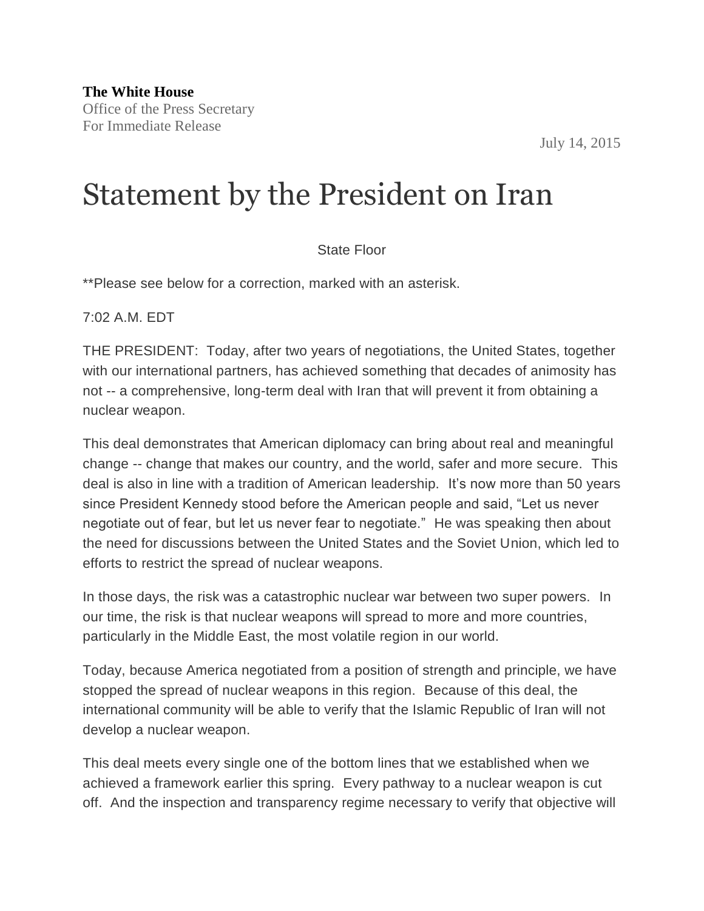**The White House**
Office of the Press Secretary
For Immediate Release

July 14, 2015

# Statement by the President on Iran

State Floor

**Please see below for a correction, marked with an asterisk.

7:02 A.M. EDT

THE PRESIDENT: Today, after two years of negotiations, the United States, together with our international partners, has achieved something that decades of animosity has not -- a comprehensive, long-term deal with Iran that will prevent it from obtaining a nuclear weapon.

This deal demonstrates that American diplomacy can bring about real and meaningful change -- change that makes our country, and the world, safer and more secure. This deal is also in line with a tradition of American leadership. It's now more than 50 years since President Kennedy stood before the American people and said, "Let us never negotiate out of fear, but let us never fear to negotiate." He was speaking then about the need for discussions between the United States and the Soviet Union, which led to efforts to restrict the spread of nuclear weapons.

In those days, the risk was a catastrophic nuclear war between two super powers. In our time, the risk is that nuclear weapons will spread to more and more countries, particularly in the Middle East, the most volatile region in our world.

Today, because America negotiated from a position of strength and principle, we have stopped the spread of nuclear weapons in this region. Because of this deal, the international community will be able to verify that the Islamic Republic of Iran will not develop a nuclear weapon.

This deal meets every single one of the bottom lines that we established when we achieved a framework earlier this spring. Every pathway to a nuclear weapon is cut off. And the inspection and transparency regime necessary to verify that objective will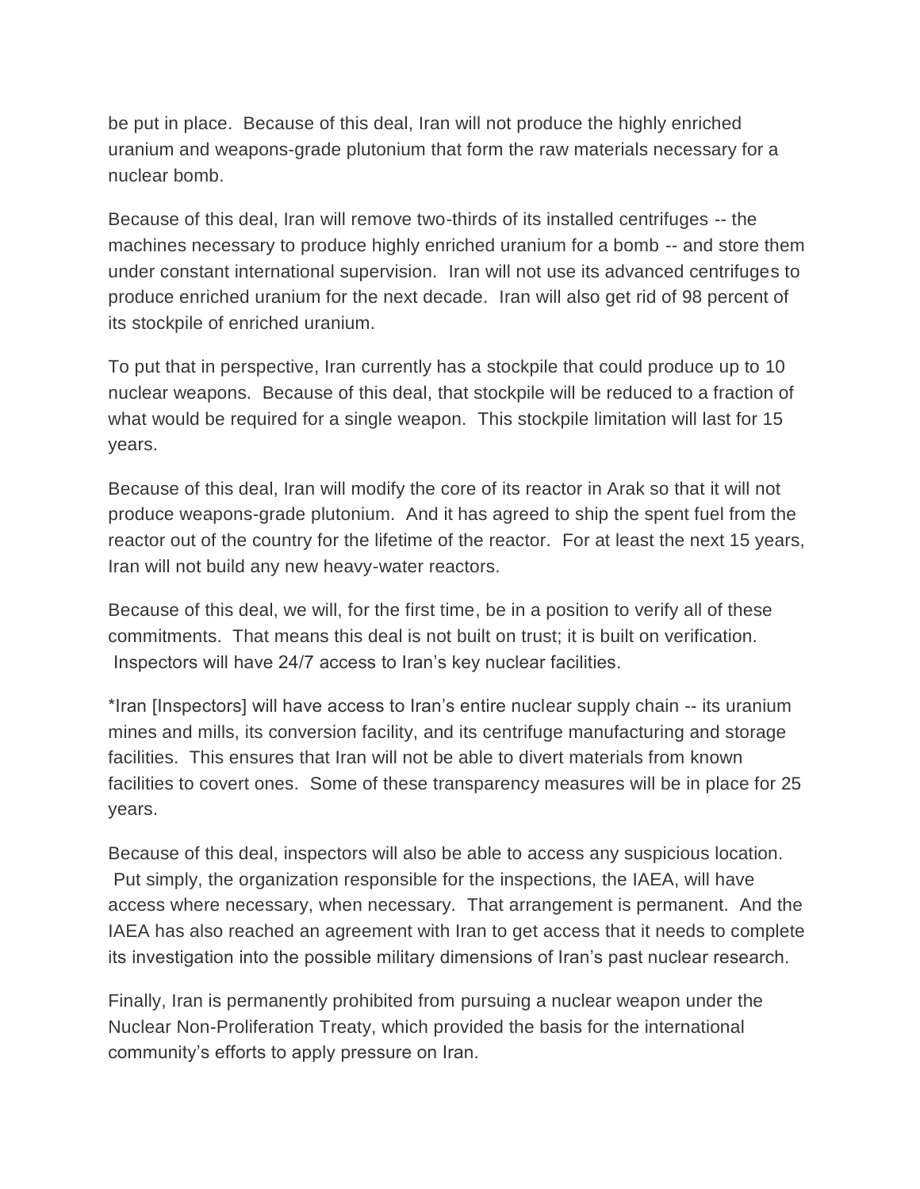be put in place.  Because of this deal, Iran will not produce the highly enriched uranium and weapons-grade plutonium that form the raw materials necessary for a nuclear bomb.

Because of this deal, Iran will remove two-thirds of its installed centrifuges -- the machines necessary to produce highly enriched uranium for a bomb -- and store them under constant international supervision.  Iran will not use its advanced centrifuges to produce enriched uranium for the next decade.  Iran will also get rid of 98 percent of its stockpile of enriched uranium.

To put that in perspective, Iran currently has a stockpile that could produce up to 10 nuclear weapons.  Because of this deal, that stockpile will be reduced to a fraction of what would be required for a single weapon.  This stockpile limitation will last for 15 years.

Because of this deal, Iran will modify the core of its reactor in Arak so that it will not produce weapons-grade plutonium.  And it has agreed to ship the spent fuel from the reactor out of the country for the lifetime of the reactor.  For at least the next 15 years, Iran will not build any new heavy-water reactors.

Because of this deal, we will, for the first time, be in a position to verify all of these commitments.  That means this deal is not built on trust; it is built on verification.  Inspectors will have 24/7 access to Iran's key nuclear facilities.

*Iran [Inspectors] will have access to Iran's entire nuclear supply chain -- its uranium mines and mills, its conversion facility, and its centrifuge manufacturing and storage facilities.  This ensures that Iran will not be able to divert materials from known facilities to covert ones.  Some of these transparency measures will be in place for 25 years.

Because of this deal, inspectors will also be able to access any suspicious location.  Put simply, the organization responsible for the inspections, the IAEA, will have access where necessary, when necessary.  That arrangement is permanent.  And the IAEA has also reached an agreement with Iran to get access that it needs to complete its investigation into the possible military dimensions of Iran's past nuclear research.

Finally, Iran is permanently prohibited from pursuing a nuclear weapon under the Nuclear Non-Proliferation Treaty, which provided the basis for the international community's efforts to apply pressure on Iran.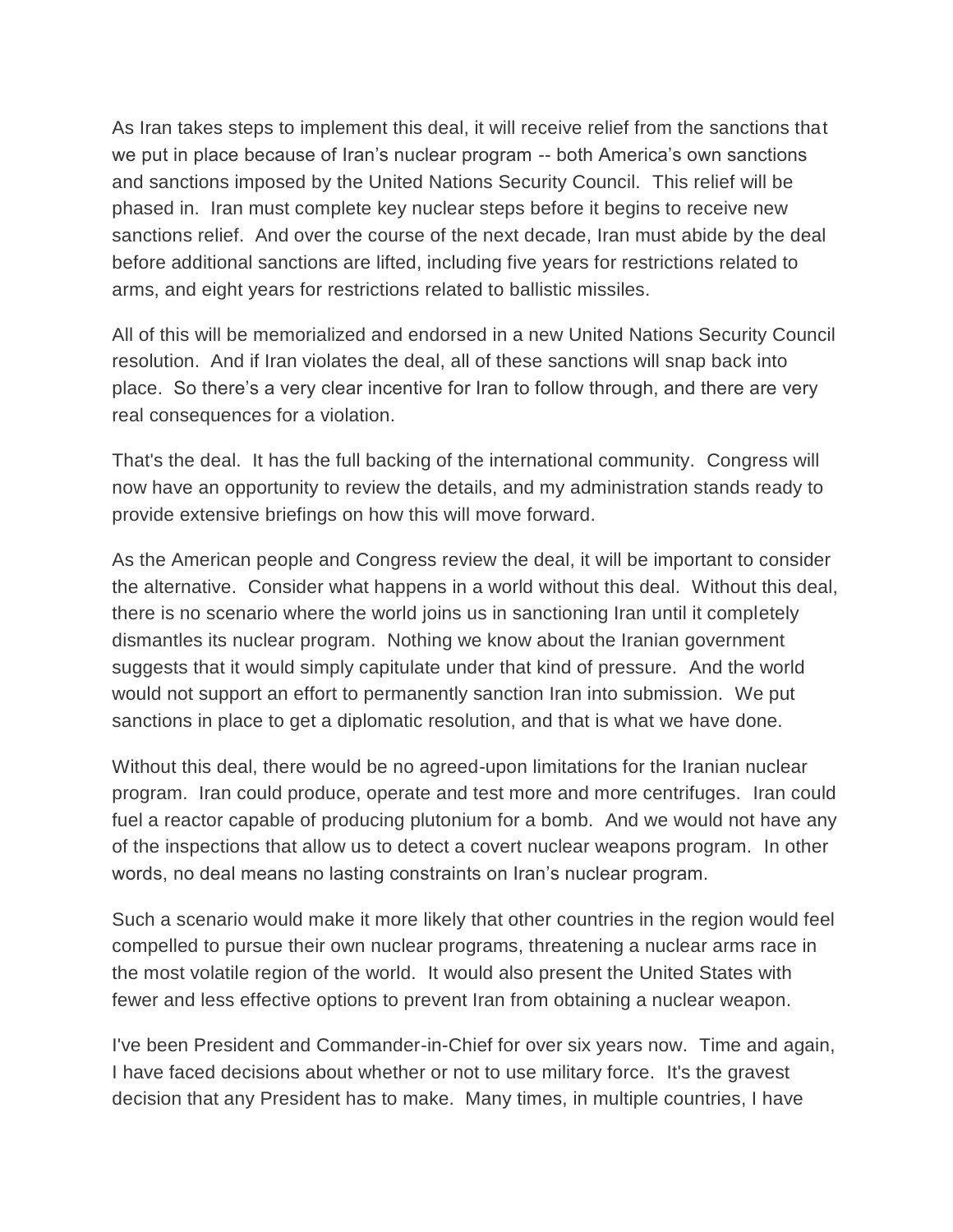As Iran takes steps to implement this deal, it will receive relief from the sanctions that we put in place because of Iran's nuclear program -- both America's own sanctions and sanctions imposed by the United Nations Security Council. This relief will be phased in. Iran must complete key nuclear steps before it begins to receive new sanctions relief. And over the course of the next decade, Iran must abide by the deal before additional sanctions are lifted, including five years for restrictions related to arms, and eight years for restrictions related to ballistic missiles.

All of this will be memorialized and endorsed in a new United Nations Security Council resolution. And if Iran violates the deal, all of these sanctions will snap back into place. So there's a very clear incentive for Iran to follow through, and there are very real consequences for a violation.

That's the deal. It has the full backing of the international community. Congress will now have an opportunity to review the details, and my administration stands ready to provide extensive briefings on how this will move forward.

As the American people and Congress review the deal, it will be important to consider the alternative. Consider what happens in a world without this deal. Without this deal, there is no scenario where the world joins us in sanctioning Iran until it completely dismantles its nuclear program. Nothing we know about the Iranian government suggests that it would simply capitulate under that kind of pressure. And the world would not support an effort to permanently sanction Iran into submission. We put sanctions in place to get a diplomatic resolution, and that is what we have done.

Without this deal, there would be no agreed-upon limitations for the Iranian nuclear program. Iran could produce, operate and test more and more centrifuges. Iran could fuel a reactor capable of producing plutonium for a bomb. And we would not have any of the inspections that allow us to detect a covert nuclear weapons program. In other words, no deal means no lasting constraints on Iran's nuclear program.

Such a scenario would make it more likely that other countries in the region would feel compelled to pursue their own nuclear programs, threatening a nuclear arms race in the most volatile region of the world. It would also present the United States with fewer and less effective options to prevent Iran from obtaining a nuclear weapon.

I've been President and Commander-in-Chief for over six years now. Time and again, I have faced decisions about whether or not to use military force. It's the gravest decision that any President has to make. Many times, in multiple countries, I have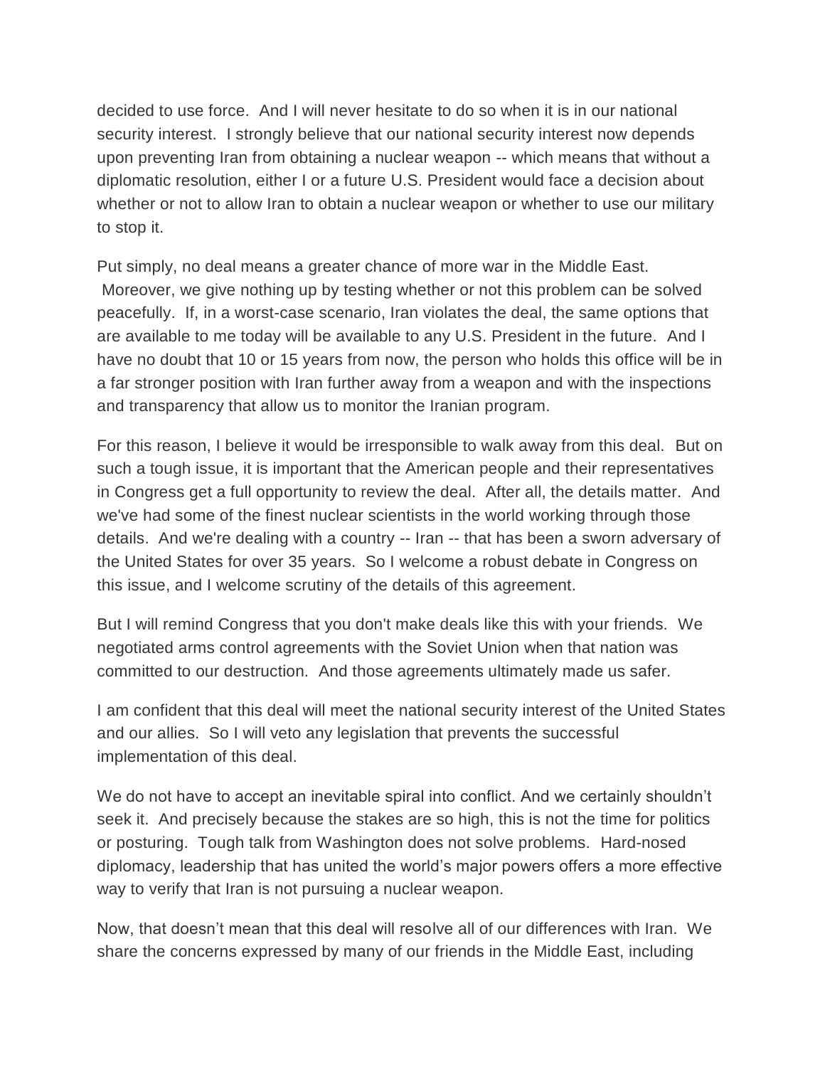decided to use force. And I will never hesitate to do so when it is in our national security interest. I strongly believe that our national security interest now depends upon preventing Iran from obtaining a nuclear weapon -- which means that without a diplomatic resolution, either I or a future U.S. President would face a decision about whether or not to allow Iran to obtain a nuclear weapon or whether to use our military to stop it.

Put simply, no deal means a greater chance of more war in the Middle East. Moreover, we give nothing up by testing whether or not this problem can be solved peacefully. If, in a worst-case scenario, Iran violates the deal, the same options that are available to me today will be available to any U.S. President in the future. And I have no doubt that 10 or 15 years from now, the person who holds this office will be in a far stronger position with Iran further away from a weapon and with the inspections and transparency that allow us to monitor the Iranian program.

For this reason, I believe it would be irresponsible to walk away from this deal. But on such a tough issue, it is important that the American people and their representatives in Congress get a full opportunity to review the deal. After all, the details matter. And we've had some of the finest nuclear scientists in the world working through those details. And we're dealing with a country -- Iran -- that has been a sworn adversary of the United States for over 35 years. So I welcome a robust debate in Congress on this issue, and I welcome scrutiny of the details of this agreement.

But I will remind Congress that you don't make deals like this with your friends. We negotiated arms control agreements with the Soviet Union when that nation was committed to our destruction. And those agreements ultimately made us safer.

I am confident that this deal will meet the national security interest of the United States and our allies. So I will veto any legislation that prevents the successful implementation of this deal.

We do not have to accept an inevitable spiral into conflict. And we certainly shouldn't seek it. And precisely because the stakes are so high, this is not the time for politics or posturing. Tough talk from Washington does not solve problems. Hard-nosed diplomacy, leadership that has united the world's major powers offers a more effective way to verify that Iran is not pursuing a nuclear weapon.

Now, that doesn't mean that this deal will resolve all of our differences with Iran. We share the concerns expressed by many of our friends in the Middle East, including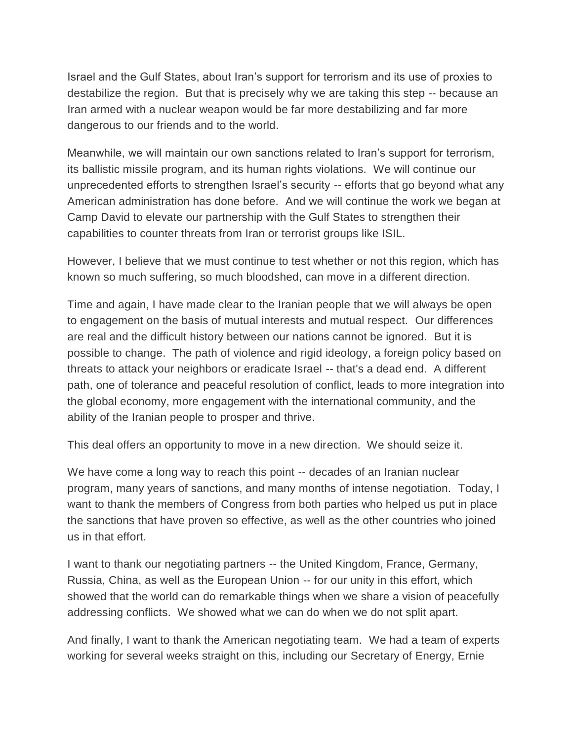Israel and the Gulf States, about Iran's support for terrorism and its use of proxies to destabilize the region. But that is precisely why we are taking this step -- because an Iran armed with a nuclear weapon would be far more destabilizing and far more dangerous to our friends and to the world.

Meanwhile, we will maintain our own sanctions related to Iran's support for terrorism, its ballistic missile program, and its human rights violations. We will continue our unprecedented efforts to strengthen Israel's security -- efforts that go beyond what any American administration has done before. And we will continue the work we began at Camp David to elevate our partnership with the Gulf States to strengthen their capabilities to counter threats from Iran or terrorist groups like ISIL.

However, I believe that we must continue to test whether or not this region, which has known so much suffering, so much bloodshed, can move in a different direction.

Time and again, I have made clear to the Iranian people that we will always be open to engagement on the basis of mutual interests and mutual respect. Our differences are real and the difficult history between our nations cannot be ignored. But it is possible to change. The path of violence and rigid ideology, a foreign policy based on threats to attack your neighbors or eradicate Israel -- that's a dead end. A different path, one of tolerance and peaceful resolution of conflict, leads to more integration into the global economy, more engagement with the international community, and the ability of the Iranian people to prosper and thrive.

This deal offers an opportunity to move in a new direction. We should seize it.

We have come a long way to reach this point -- decades of an Iranian nuclear program, many years of sanctions, and many months of intense negotiation. Today, I want to thank the members of Congress from both parties who helped us put in place the sanctions that have proven so effective, as well as the other countries who joined us in that effort.

I want to thank our negotiating partners -- the United Kingdom, France, Germany, Russia, China, as well as the European Union -- for our unity in this effort, which showed that the world can do remarkable things when we share a vision of peacefully addressing conflicts. We showed what we can do when we do not split apart.

And finally, I want to thank the American negotiating team. We had a team of experts working for several weeks straight on this, including our Secretary of Energy, Ernie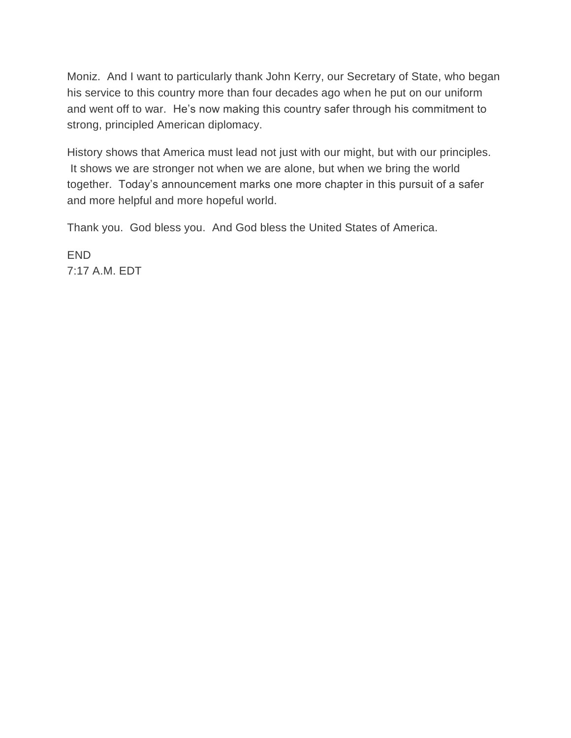Moniz.  And I want to particularly thank John Kerry, our Secretary of State, who began his service to this country more than four decades ago when he put on our uniform and went off to war.  He's now making this country safer through his commitment to strong, principled American diplomacy.

History shows that America must lead not just with our might, but with our principles.  It shows we are stronger not when we are alone, but when we bring the world together.  Today's announcement marks one more chapter in this pursuit of a safer and more helpful and more hopeful world.

Thank you.  God bless you.  And God bless the United States of America.

END
7:17 A.M. EDT